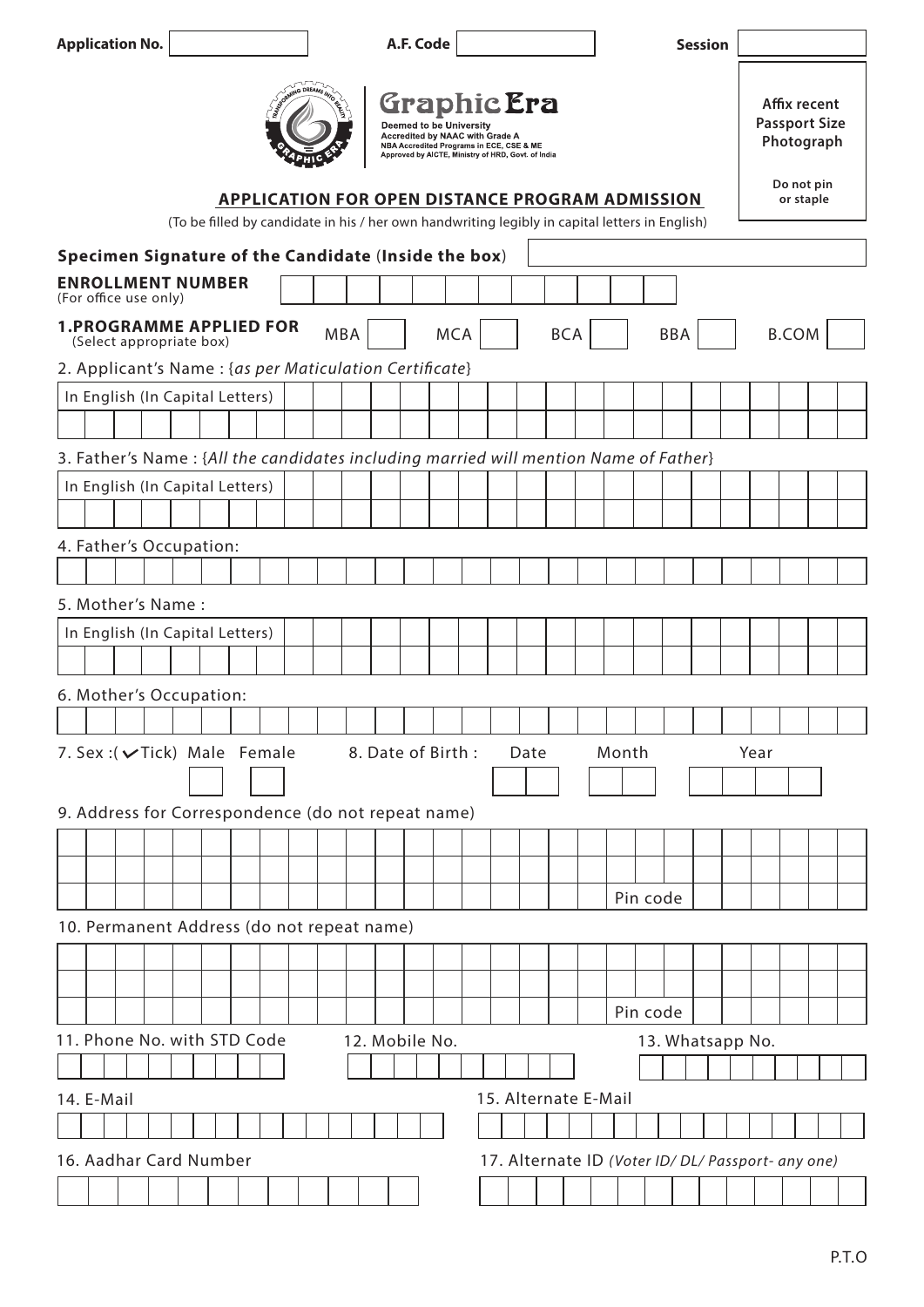**Application No.** ______ **A.F. Code** ______ **Session** ______

# Graphic Era

**Deemed to be University**
**Accredited by NAAC with Grade A**
**NBA Accredited Programs in ECE, CSE & ME**
**Approved by AICTE, Ministry of HRD, Govt. of India**

**Affix recent Passport Size Photograph**

**Do not pin or staple**

## APPLICATION FOR OPEN DISTANCE PROGRAM ADMISSION

(To be filled by candidate in his / her own handwriting legibly in capital letters in English)

**Specimen Signature of the Candidate (Inside the box)** ______

**ENROLLMENT NUMBER**
(For office use only) ______

**1.PROGRAMME APPLIED FOR**
(Select appropriate box)

MBA ☐ MCA ☐ BCA ☐ BBA ☐ B.COM ☐

2. Applicant's Name : {*as per Maticulation Certificate*}

In English (In Capital Letters) ______

3. Father's Name : {*All the candidates including married will mention Name of Father*}

In English (In Capital Letters) ______

4. Father's Occupation: ______

5. Mother's Name :

In English (In Capital Letters) ______

6. Mother's Occupation: ______

7. Sex :(✓Tick) Male ☐ Female ☐

8. Date of Birth : Date ______ Month ______ Year ______

9. Address for Correspondence (do not repeat name)

______

Pin code ______

10. Permanent Address (do not repeat name)

______

Pin code ______

11. Phone No. with STD Code ______

12. Mobile No. ______

13. Whatsapp No. ______

14. E-Mail ______

15. Alternate E-Mail ______

16. Aadhar Card Number ______

17. Alternate ID *(Voter ID/ DL/ Passport- any one)* ______

P.T.O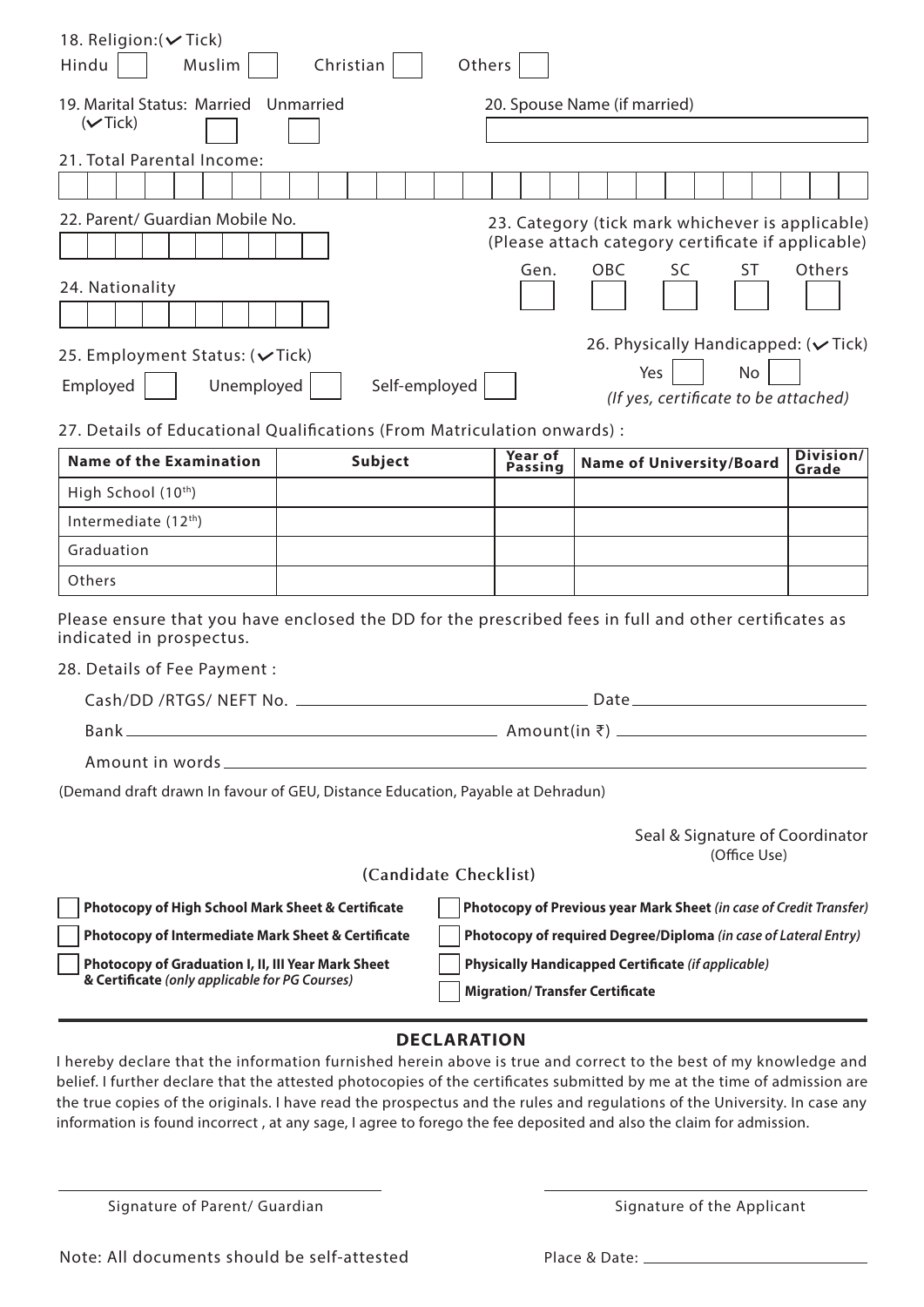18. Religion: (✓ Tick)

Hindu ☐ Muslim ☐ Christian ☐ Others ☐

19. Marital Status: (✓ Tick) Married ☐ Unmarried ☐

20. Spouse Name (if married)

21. Total Parental Income:

22. Parent/ Guardian Mobile No.

23. Category (tick mark whichever is applicable) (Please attach category certificate if applicable)

Gen. ☐ OBC ☐ SC ☐ ST ☐ Others ☐

24. Nationality

25. Employment Status: (✓ Tick)

Employed ☐ Unemployed ☐ Self-employed ☐

26. Physically Handicapped: (✓ Tick)

Yes ☐ No ☐

*(If yes, certificate to be attached)*

27. Details of Educational Qualifications (From Matriculation onwards) :

| Name of the Examination | Subject | Year of Passing | Name of University/Board | Division/ Grade |
|---|---|---|---|---|
| High School (10th) | | | | |
| Intermediate (12th) | | | | |
| Graduation | | | | |
| Others | | | | |

Please ensure that you have enclosed the DD for the prescribed fees in full and other certificates as indicated in prospectus.

28. Details of Fee Payment :

Cash/DD /RTGS/ NEFT No. ______________________ Date ______________________

Bank ______________________ Amount(in ₹) ______________________

Amount in words ______________________

(Demand draft drawn In favour of GEU, Distance Education, Payable at Dehradun)

Seal & Signature of Coordinator
(Office Use)

(Candidate Checklist)

- ☐ **Photocopy of High School Mark Sheet & Certificate**
- ☐ **Photocopy of Intermediate Mark Sheet & Certificate**
- ☐ **Photocopy of Graduation I, II, III Year Mark Sheet & Certificate** ***(only applicable for PG Courses)***
- ☐ **Photocopy of Previous year Mark Sheet** ***(in case of Credit Transfer)***
- ☐ **Photocopy of required Degree/Diploma** ***(in case of Lateral Entry)***
- ☐ **Physically Handicapped Certificate** ***(if applicable)***
- ☐ **Migration/ Transfer Certificate**

## DECLARATION

I hereby declare that the information furnished herein above is true and correct to the best of my knowledge and belief. I further declare that the attested photocopies of the certificates submitted by me at the time of admission are the true copies of the originals. I have read the prospectus and the rules and regulations of the University. In case any information is found incorrect , at any sage, I agree to forego the fee deposited and also the claim for admission.

Signature of Parent/ Guardian

Signature of the Applicant

Note: All documents should be self-attested

Place & Date: ______________________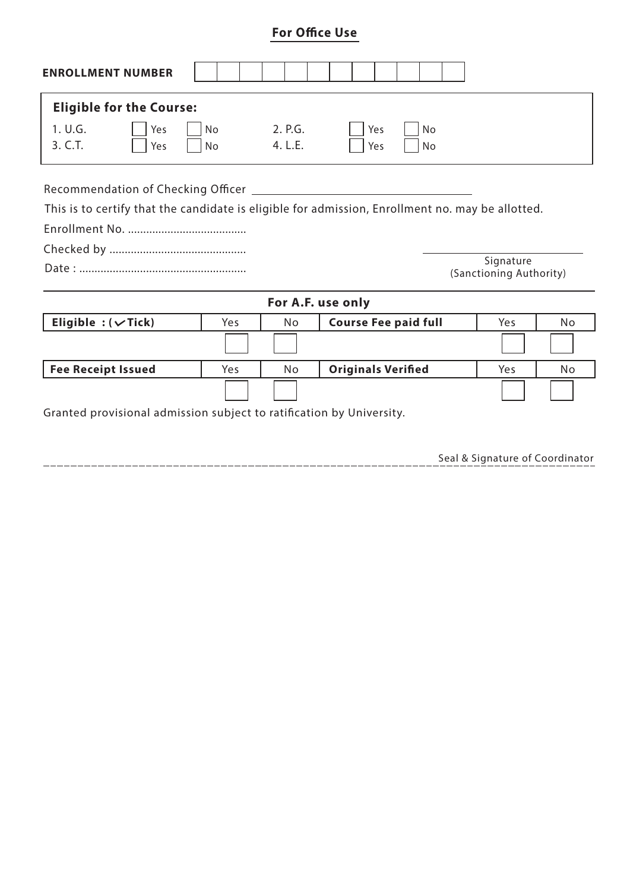## For Office Use

**ENROLLMENT NUMBER** | | | | | | | | | | | | |

**Eligible for the Course:**

| | | | | | |
|---|---|---|---|---|---|
| 1. U.G. | ☐ Yes | ☐ No | 2. P.G. | ☐ Yes | ☐ No |
| 3. C.T. | ☐ Yes | ☐ No | 4. L.E. | ☐ Yes | ☐ No |

Recommendation of Checking Officer ____________________________

This is to certify that the candidate is eligible for admission, Enrollment no. may be allotted.

Enrollment No. .......................................

Checked by .............................................

Date : .......................................................

Signature
(Sanctioning Authority)

### For A.F. use only

| **Eligible : (✓Tick)** | Yes | No | **Course Fee paid full** | Yes | No |
|---|---|---|---|---|---|
| | ☐ | ☐ | | ☐ | ☐ |
| **Fee Receipt Issued** | Yes | No | **Originals Verified** | Yes | No |
| | ☐ | ☐ | | ☐ | ☐ |

Granted provisional admission subject to ratification by University.

Seal & Signature of Coordinator